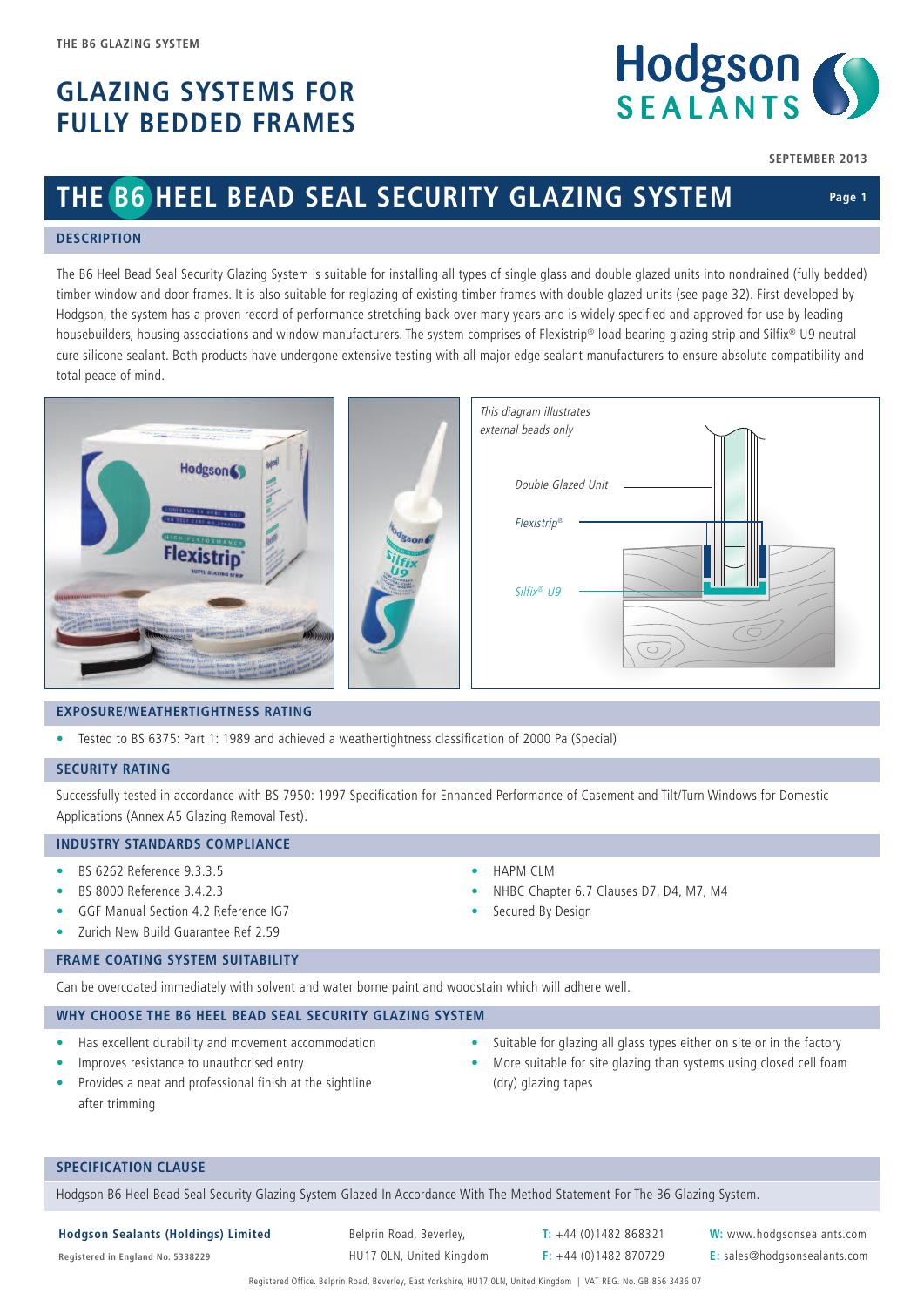THE B6 GLAZING SYSTEM

# GLAZING SYSTEMS FOR FULLY BEDDED FRAMES

SEPTEMBER 2013

## THE B6 HEEL BEAD SEAL SECURITY GLAZING SYSTEM

### DESCRIPTION

The B6 Heel Bead Seal Security Glazing System is suitable for installing all types of single glass and double glazed units into nondrained (fully bedded) timber window and door frames. It is also suitable for reglazing of existing timber frames with double glazed units (see page 32). First developed by Hodgson, the system has a proven record of performance stretching back over many years and is widely specified and approved for use by leading housebuilders, housing associations and window manufacturers. The system comprises of Flexistrip® load bearing glazing strip and Silfix® U9 neutral cure silicone sealant. Both products have undergone extensive testing with all major edge sealant manufacturers to ensure absolute compatibility and total peace of mind.

*This diagram illustrates external beads only*

Double Glazed Unit

*Flexistrip®*

*Silfix® U9*

### EXPOSURE/WEATHERTIGHTNESS RATING

- Tested to BS 6375: Part 1: 1989 and achieved a weathertightness classification of 2000 Pa (Special)

### SECURITY RATING

Successfully tested in accordance with BS 7950: 1997 Specification for Enhanced Performance of Casement and Tilt/Turn Windows for Domestic Applications (Annex A5 Glazing Removal Test).

### INDUSTRY STANDARDS COMPLIANCE

- BS 6262 Reference 9.3.3.5
- BS 8000 Reference 3.4.2.3
- GGF Manual Section 4.2 Reference IG7
- Zurich New Build Guarantee Ref 2.59
- HAPM CLM
- NHBC Chapter 6.7 Clauses D7, D4, M7, M4
- Secured By Design

### FRAME COATING SYSTEM SUITABILITY

Can be overcoated immediately with solvent and water borne paint and woodstain which will adhere well.

### WHY CHOOSE THE B6 HEEL BEAD SEAL SECURITY GLAZING SYSTEM

- Has excellent durability and movement accommodation
- Improves resistance to unauthorised entry
- Provides a neat and professional finish at the sightline after trimming
- Suitable for glazing all glass types either on site or in the factory
- More suitable for site glazing than systems using closed cell foam (dry) glazing tapes

### SPECIFICATION CLAUSE

Hodgson B6 Heel Bead Seal Security Glazing System Glazed In Accordance With The Method Statement For The B6 Glazing System.

**Hodgson Sealants (Holdings) Limited**
Registered in England No. 5338229

Belprin Road, Beverley, HU17 0LN, United Kingdom

T: +44 (0)1482 868321
F: +44 (0)1482 870729

W: www.hodgsonsealants.com
E: sales@hodgsonsealants.com

Registered Office. Belprin Road, Beverley, East Yorkshire, HU17 0LN, United Kingdom | VAT REG. No. GB 856 3436 07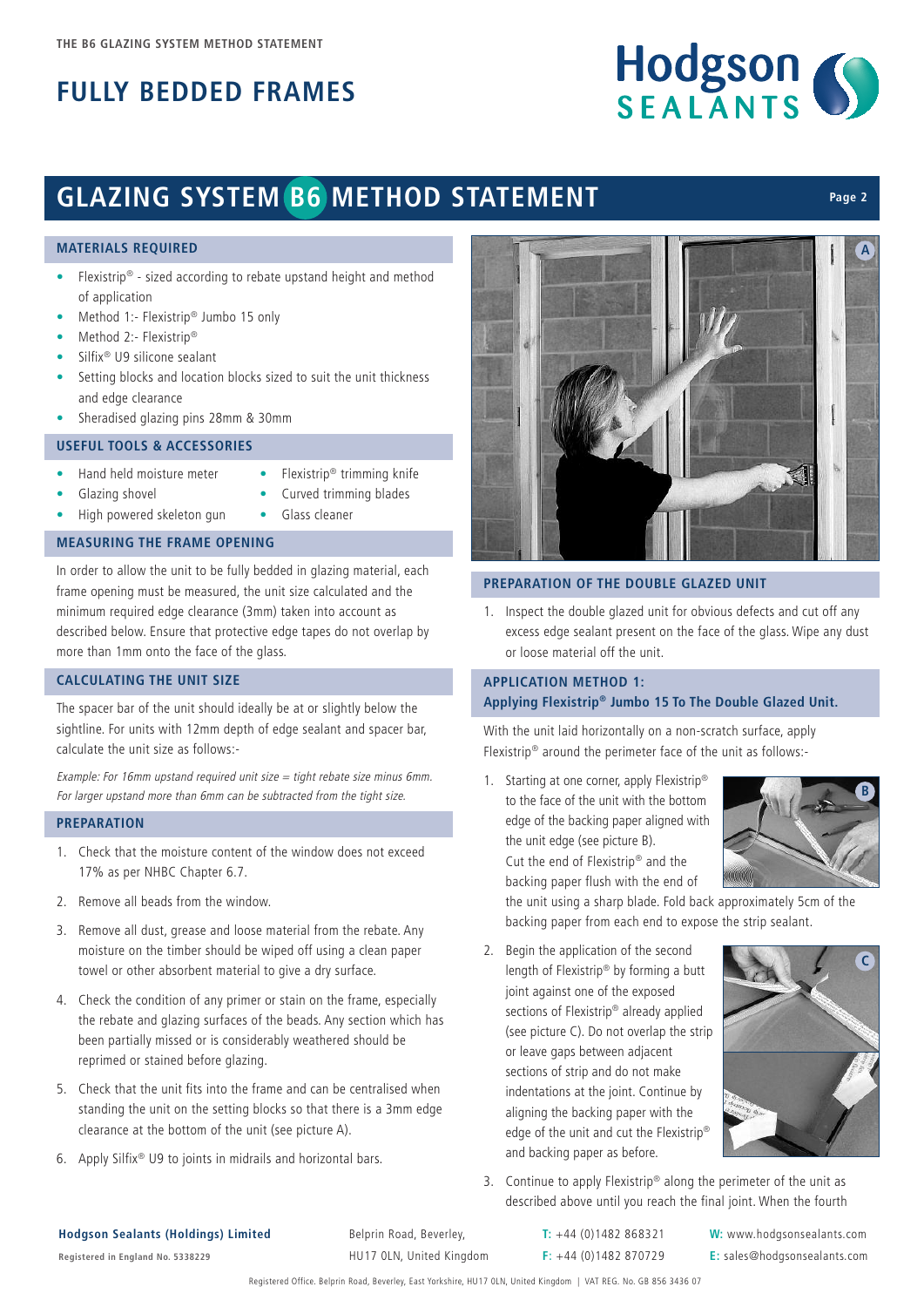# FULLY BEDDED FRAMES

## GLAZING SYSTEM B6 METHOD STATEMENT

### MATERIALS REQUIRED

- Flexistrip® - sized according to rebate upstand height and method of application
- Method 1:- Flexistrip® Jumbo 15 only
- Method 2:- Flexistrip®
- Silfix® U9 silicone sealant
- Setting blocks and location blocks sized to suit the unit thickness and edge clearance
- Sheradised glazing pins 28mm & 30mm

### USEFUL TOOLS & ACCESSORIES

- Hand held moisture meter
- Glazing shovel
- High powered skeleton gun
- Flexistrip® trimming knife
- Curved trimming blades
- Glass cleaner

### MEASURING THE FRAME OPENING

In order to allow the unit to be fully bedded in glazing material, each frame opening must be measured, the unit size calculated and the minimum required edge clearance (3mm) taken into account as described below. Ensure that protective edge tapes do not overlap by more than 1mm onto the face of the glass.

### CALCULATING THE UNIT SIZE

The spacer bar of the unit should ideally be at or slightly below the sightline. For units with 12mm depth of edge sealant and spacer bar, calculate the unit size as follows:-

*Example: For 16mm upstand required unit size = tight rebate size minus 6mm. For larger upstand more than 6mm can be subtracted from the tight size.*

### PREPARATION

1. Check that the moisture content of the window does not exceed 17% as per NHBC Chapter 6.7.
2. Remove all beads from the window.
3. Remove all dust, grease and loose material from the rebate. Any moisture on the timber should be wiped off using a clean paper towel or other absorbent material to give a dry surface.
4. Check the condition of any primer or stain on the frame, especially the rebate and glazing surfaces of the beads. Any section which has been partially missed or is considerably weathered should be reprimed or stained before glazing.
5. Check that the unit fits into the frame and can be centralised when standing the unit on the setting blocks so that there is a 3mm edge clearance at the bottom of the unit (see picture A).
6. Apply Silfix® U9 to joints in midrails and horizontal bars.

A

### PREPARATION OF THE DOUBLE GLAZED UNIT

1. Inspect the double glazed unit for obvious defects and cut off any excess edge sealant present on the face of the glass. Wipe any dust or loose material off the unit.

### APPLICATION METHOD 1:
### Applying Flexistrip® Jumbo 15 To The Double Glazed Unit.

With the unit laid horizontally on a non-scratch surface, apply Flexistrip® around the perimeter face of the unit as follows:-

1. Starting at one corner, apply Flexistrip® to the face of the unit with the bottom edge of the backing paper aligned with the unit edge (see picture B). Cut the end of Flexistrip® and the backing paper flush with the end of the unit using a sharp blade. Fold back approximately 5cm of the backing paper from each end to expose the strip sealant.

B

2. Begin the application of the second length of Flexistrip® by forming a butt joint against one of the exposed sections of Flexistrip® already applied (see picture C). Do not overlap the strip or leave gaps between adjacent sections of strip and do not make indentations at the joint. Continue by aligning the backing paper with the edge of the unit and cut the Flexistrip® and backing paper as before.

C

3. Continue to apply Flexistrip® along the perimeter of the unit as described above until you reach the final joint. When the fourth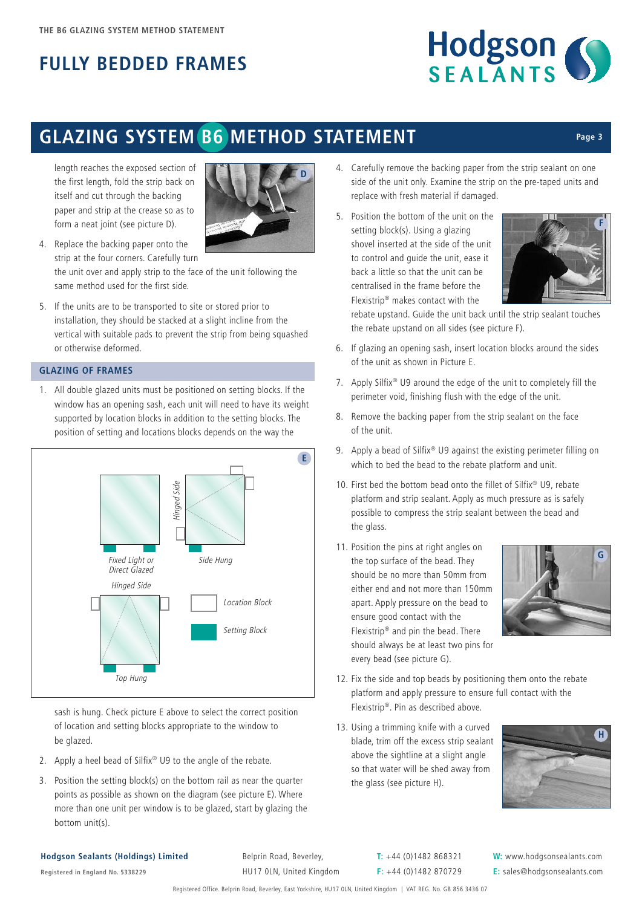# FULLY BEDDED FRAMES

## GLAZING SYSTEM B6 METHOD STATEMENT

length reaches the exposed section of the first length, fold the strip back on itself and cut through the backing paper and strip at the crease so as to form a neat joint (see picture D).

4. Replace the backing paper onto the strip at the four corners. Carefully turn the unit over and apply strip to the face of the unit following the same method used for the first side.
5. If the units are to be transported to site or stored prior to installation, they should be stacked at a slight incline from the vertical with suitable pads to prevent the strip from being squashed or otherwise deformed.

### GLAZING OF FRAMES

1. All double glazed units must be positioned on setting blocks. If the window has an opening sash, each unit will need to have its weight supported by location blocks in addition to the setting blocks. The position of setting and locations blocks depends on the way the sash is hung. Check picture E above to select the correct position of location and setting blocks appropriate to the window to be glazed.

Fixed Light or Direct Glazed | Side Hung | Top Hung | Hinged Side | Location Block | Setting Block

2. Apply a heel bead of Silfix® U9 to the angle of the rebate.
3. Position the setting block(s) on the bottom rail as near the quarter points as possible as shown on the diagram (see picture E). Where more than one unit per window is to be glazed, start by glazing the bottom unit(s).
4. Carefully remove the backing paper from the strip sealant on one side of the unit only. Examine the strip on the pre-taped units and replace with fresh material if damaged.
5. Position the bottom of the unit on the setting block(s). Using a glazing shovel inserted at the side of the unit to control and guide the unit, ease it back a little so that the unit can be centralised in the frame before the Flexistrip® makes contact with the rebate upstand. Guide the unit back until the strip sealant touches the rebate upstand on all sides (see picture F).
6. If glazing an opening sash, insert location blocks around the sides of the unit as shown in Picture E.
7. Apply Silfix® U9 around the edge of the unit to completely fill the perimeter void, finishing flush with the edge of the unit.
8. Remove the backing paper from the strip sealant on the face of the unit.
9. Apply a bead of Silfix® U9 against the existing perimeter filling on which to bed the bead to the rebate platform and unit.
10. First bed the bottom bead onto the fillet of Silfix® U9, rebate platform and strip sealant. Apply as much pressure as is safely possible to compress the strip sealant between the bead and the glass.
11. Position the pins at right angles on the top surface of the bead. They should be no more than 50mm from either end and not more than 150mm apart. Apply pressure on the bead to ensure good contact with the Flexistrip® and pin the bead. There should always be at least two pins for every bead (see picture G).
12. Fix the side and top beads by positioning them onto the rebate platform and apply pressure to ensure full contact with the Flexistrip®. Pin as described above.
13. Using a trimming knife with a curved blade, trim off the excess strip sealant above the sightline at a slight angle so that water will be shed away from the glass (see picture H).

**Hodgson Sealants (Holdings) Limited**
Registered in England No. 5338229

Belprin Road, Beverley, HU17 0LN, United Kingdom

T: +44 (0)1482 868321
F: +44 (0)1482 870729

W: www.hodgsonsealants.com
E: sales@hodgsonsealants.com

Registered Office. Belprin Road, Beverley, East Yorkshire, HU17 0LN, United Kingdom | VAT REG. No. GB 856 3436 07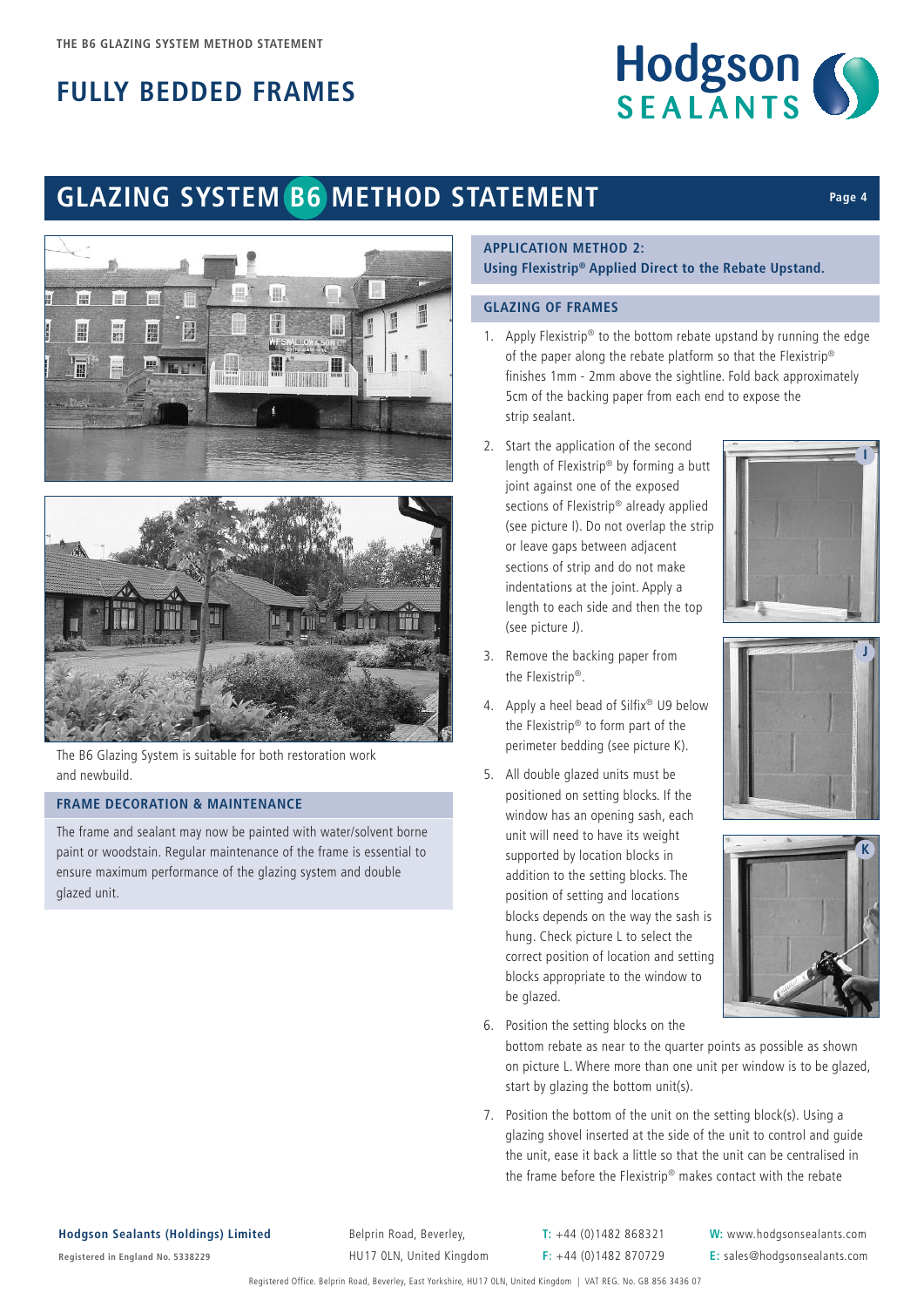# FULLY BEDDED FRAMES

## GLAZING SYSTEM B6 METHOD STATEMENT

The B6 Glazing System is suitable for both restoration work and newbuild.

### FRAME DECORATION & MAINTENANCE

The frame and sealant may now be painted with water/solvent borne paint or woodstain. Regular maintenance of the frame is essential to ensure maximum performance of the glazing system and double glazed unit.

### APPLICATION METHOD 2:
**Using Flexistrip® Applied Direct to the Rebate Upstand.**

### GLAZING OF FRAMES

1. Apply Flexistrip® to the bottom rebate upstand by running the edge of the paper along the rebate platform so that the Flexistrip® finishes 1mm - 2mm above the sightline. Fold back approximately 5cm of the backing paper from each end to expose the strip sealant.
2. Start the application of the second length of Flexistrip® by forming a butt joint against one of the exposed sections of Flexistrip® already applied (see picture I). Do not overlap the strip or leave gaps between adjacent sections of strip and do not make indentations at the joint. Apply a length to each side and then the top (see picture J).
3. Remove the backing paper from the Flexistrip®.
4. Apply a heel bead of Silfix® U9 below the Flexistrip® to form part of the perimeter bedding (see picture K).
5. All double glazed units must be positioned on setting blocks. If the window has an opening sash, each unit will need to have its weight supported by location blocks in addition to the setting blocks. The position of setting and locations blocks depends on the way the sash is hung. Check picture L to select the correct position of location and setting blocks appropriate to the window to be glazed.
6. Position the setting blocks on the bottom rebate as near to the quarter points as possible as shown on picture L. Where more than one unit per window is to be glazed, start by glazing the bottom unit(s).
7. Position the bottom of the unit on the setting block(s). Using a glazing shovel inserted at the side of the unit to control and guide the unit, ease it back a little so that the unit can be centralised in the frame before the Flexistrip® makes contact with the rebate

**Hodgson Sealants (Holdings) Limited**
Registered in England No. 5338229

Belprin Road, Beverley,
HU17 0LN, United Kingdom

T: +44 (0)1482 868321
F: +44 (0)1482 870729

W: www.hodgsonsealants.com
E: sales@hodgsonsealants.com

Registered Office. Belprin Road, Beverley, East Yorkshire, HU17 0LN, United Kingdom | VAT REG. No. GB 856 3436 07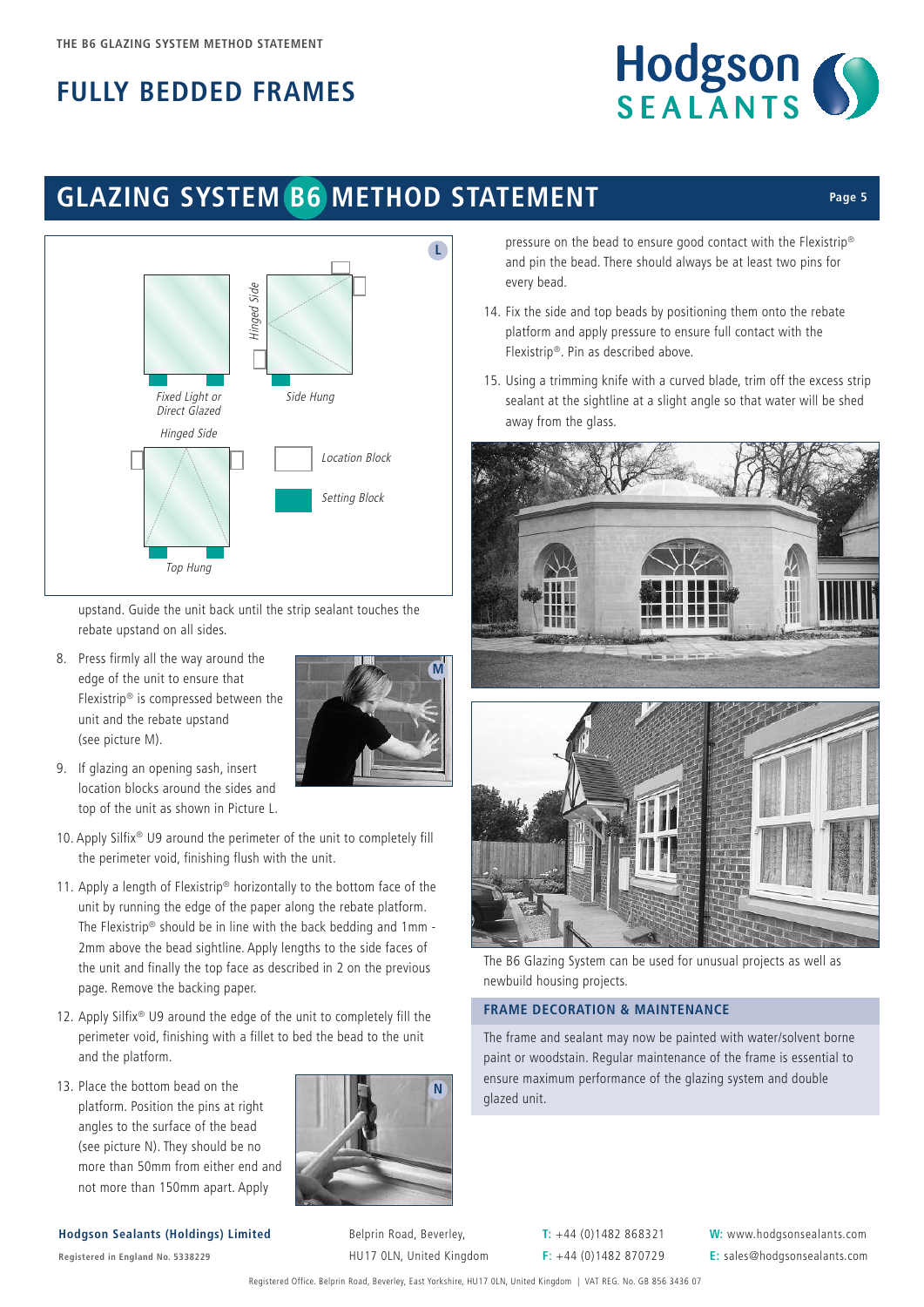# FULLY BEDDED FRAMES

## GLAZING SYSTEM B6 METHOD STATEMENT

L

Fixed Light or Direct Glazed

Hinged Side

Side Hung

Hinged Side

Location Block

Setting Block

Top Hung

upstand. Guide the unit back until the strip sealant touches the rebate upstand on all sides.

8. Press firmly all the way around the edge of the unit to ensure that Flexistrip® is compressed between the unit and the rebate upstand (see picture M).

M

9. If glazing an opening sash, insert location blocks around the sides and top of the unit as shown in Picture L.

10. Apply Silfix® U9 around the perimeter of the unit to completely fill the perimeter void, finishing flush with the unit.

11. Apply a length of Flexistrip® horizontally to the bottom face of the unit by running the edge of the paper along the rebate platform. The Flexistrip® should be in line with the back bedding and 1mm - 2mm above the bead sightline. Apply lengths to the side faces of the unit and finally the top face as described in 2 on the previous page. Remove the backing paper.

12. Apply Silfix® U9 around the edge of the unit to completely fill the perimeter void, finishing with a fillet to bed the bead to the unit and the platform.

13. Place the bottom bead on the platform. Position the pins at right angles to the surface of the bead (see picture N). They should be no more than 50mm from either end and not more than 150mm apart. Apply pressure on the bead to ensure good contact with the Flexistrip® and pin the bead. There should always be at least two pins for every bead.

N

14. Fix the side and top beads by positioning them onto the rebate platform and apply pressure to ensure full contact with the Flexistrip®. Pin as described above.

15. Using a trimming knife with a curved blade, trim off the excess strip sealant at the sightline at a slight angle so that water will be shed away from the glass.

The B6 Glazing System can be used for unusual projects as well as newbuild housing projects.

### FRAME DECORATION & MAINTENANCE

The frame and sealant may now be painted with water/solvent borne paint or woodstain. Regular maintenance of the frame is essential to ensure maximum performance of the glazing system and double glazed unit.

**Hodgson Sealants (Holdings) Limited**
Registered in England No. 5338229

Belprin Road, Beverley, HU17 0LN, United Kingdom

T: +44 (0)1482 868321
F: +44 (0)1482 870729

W: www.hodgsonsealants.com
E: sales@hodgsonsealants.com

Registered Office. Belprin Road, Beverley, East Yorkshire, HU17 0LN, United Kingdom | VAT REG. No. GB 856 3436 07